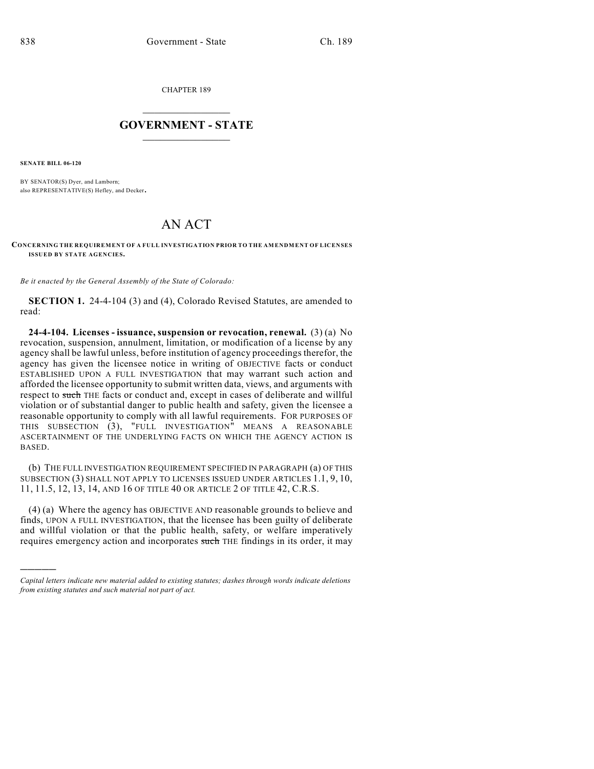CHAPTER 189

# GOVERNMENT - STATE

**SENATE BILL 06-120**

BY SENATOR(S) Dyer, and Lamborn;
also REPRESENTATIVE(S) Hefley, and Decker.

# AN ACT

**CONCERNING THE REQUIREMENT OF A FULL INVESTIGATION PRIOR TO THE AMENDMENT OF LICENSES ISSUED BY STATE AGENCIES.**

*Be it enacted by the General Assembly of the State of Colorado:*

**SECTION 1.** 24-4-104 (3) and (4), Colorado Revised Statutes, are amended to read:

**24-4-104. Licenses - issuance, suspension or revocation, renewal.** (3) (a) No revocation, suspension, annulment, limitation, or modification of a license by any agency shall be lawful unless, before institution of agency proceedings therefor, the agency has given the licensee notice in writing of OBJECTIVE facts or conduct ESTABLISHED UPON A FULL INVESTIGATION that may warrant such action and afforded the licensee opportunity to submit written data, views, and arguments with respect to ~~such~~ THE facts or conduct and, except in cases of deliberate and willful violation or of substantial danger to public health and safety, given the licensee a reasonable opportunity to comply with all lawful requirements. FOR PURPOSES OF THIS SUBSECTION (3), "FULL INVESTIGATION" MEANS A REASONABLE ASCERTAINMENT OF THE UNDERLYING FACTS ON WHICH THE AGENCY ACTION IS BASED.

(b) THE FULL INVESTIGATION REQUIREMENT SPECIFIED IN PARAGRAPH (a) OF THIS SUBSECTION (3) SHALL NOT APPLY TO LICENSES ISSUED UNDER ARTICLES 1.1, 9, 10, 11, 11.5, 12, 13, 14, AND 16 OF TITLE 40 OR ARTICLE 2 OF TITLE 42, C.R.S.

(4) (a) Where the agency has OBJECTIVE AND reasonable grounds to believe and finds, UPON A FULL INVESTIGATION, that the licensee has been guilty of deliberate and willful violation or that the public health, safety, or welfare imperatively requires emergency action and incorporates ~~such~~ THE findings in its order, it may

---

*Capital letters indicate new material added to existing statutes; dashes through words indicate deletions from existing statutes and such material not part of act.*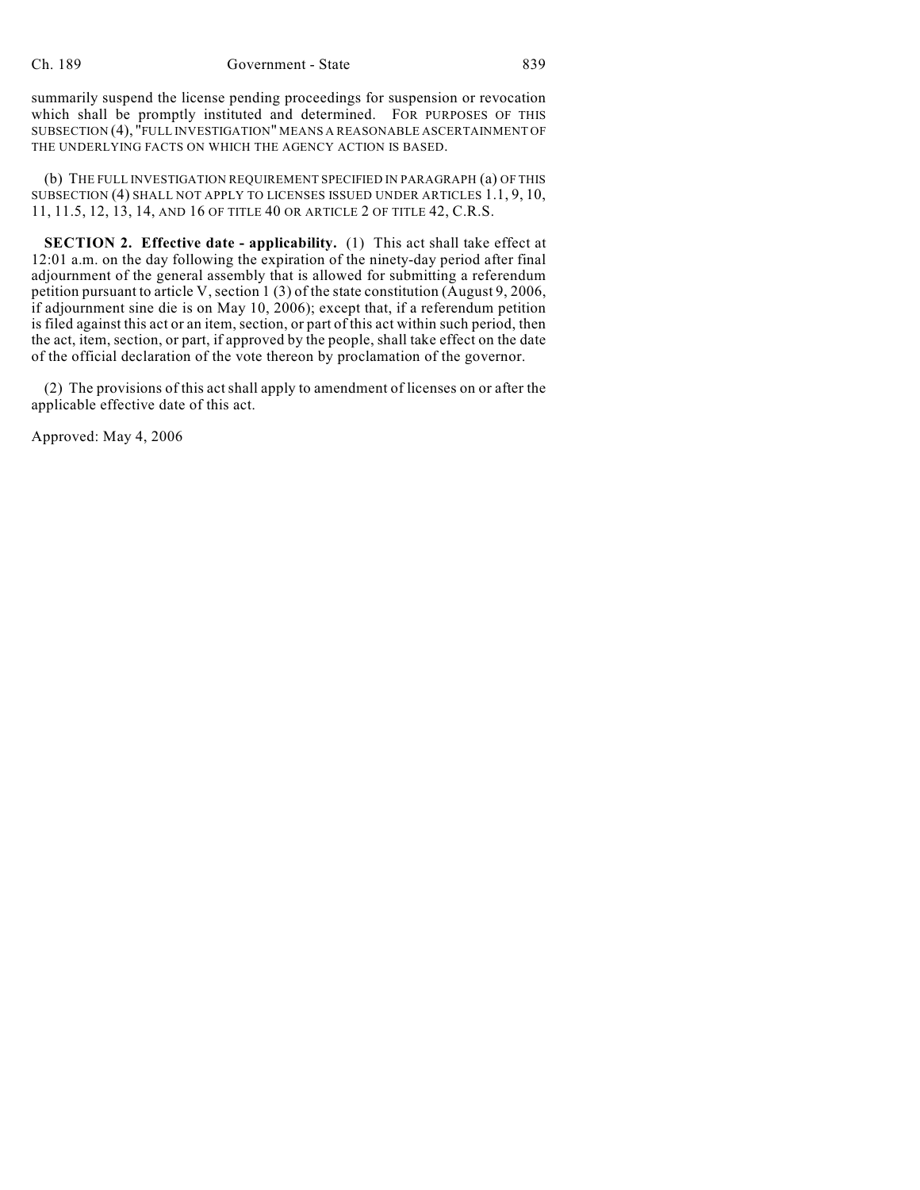summarily suspend the license pending proceedings for suspension or revocation which shall be promptly instituted and determined. FOR PURPOSES OF THIS SUBSECTION (4), "FULL INVESTIGATION" MEANS A REASONABLE ASCERTAINMENT OF THE UNDERLYING FACTS ON WHICH THE AGENCY ACTION IS BASED.

(b) THE FULL INVESTIGATION REQUIREMENT SPECIFIED IN PARAGRAPH (a) OF THIS SUBSECTION (4) SHALL NOT APPLY TO LICENSES ISSUED UNDER ARTICLES 1.1, 9, 10, 11, 11.5, 12, 13, 14, AND 16 OF TITLE 40 OR ARTICLE 2 OF TITLE 42, C.R.S.

**SECTION 2. Effective date - applicability.** (1) This act shall take effect at 12:01 a.m. on the day following the expiration of the ninety-day period after final adjournment of the general assembly that is allowed for submitting a referendum petition pursuant to article V, section 1 (3) of the state constitution (August 9, 2006, if adjournment sine die is on May 10, 2006); except that, if a referendum petition is filed against this act or an item, section, or part of this act within such period, then the act, item, section, or part, if approved by the people, shall take effect on the date of the official declaration of the vote thereon by proclamation of the governor.

(2) The provisions of this act shall apply to amendment of licenses on or after the applicable effective date of this act.

Approved: May 4, 2006